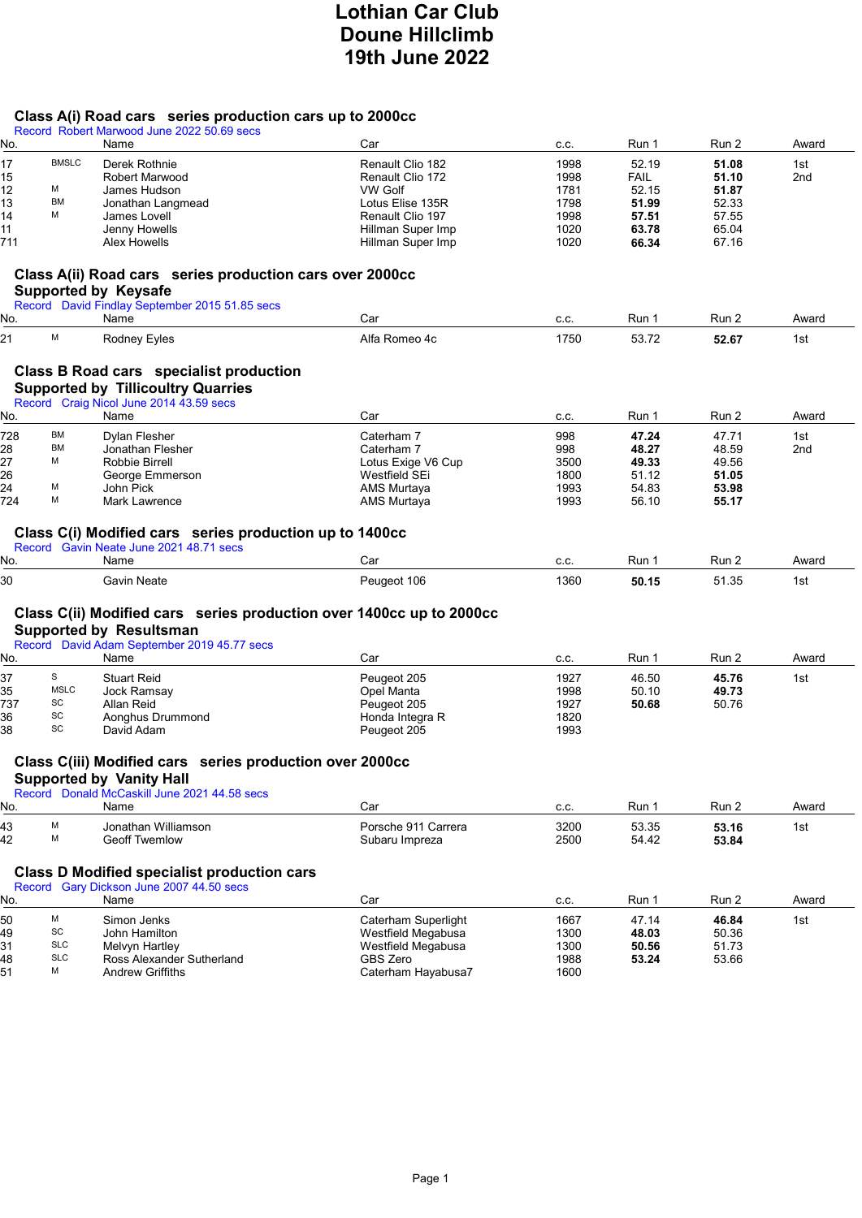# Lothian Car Club
# Doune Hillclimb
# 19th June 2022

## Class A(i) Road cars series production cars up to 2000cc

Record Robert Marwood June 2022 50.69 secs

| No. | | Name | Car | c.c. | Run 1 | Run 2 | Award |
|---|---|---|---|---|---|---|---|
| 17 | BMSLC | Derek Rothnie | Renault Clio 182 | 1998 | 52.19 | **51.08** | 1st |
| 15 | | Robert Marwood | Renault Clio 172 | 1998 | FAIL | **51.10** | 2nd |
| 12 | M | James Hudson | VW Golf | 1781 | 52.15 | **51.87** | |
| 13 | BM | Jonathan Langmead | Lotus Elise 135R | 1798 | **51.99** | 52.33 | |
| 14 | M | James Lovell | Renault Clio 197 | 1998 | **57.51** | 57.55 | |
| 11 | | Jenny Howells | Hillman Super Imp | 1020 | **63.78** | 65.04 | |
| 711 | | Alex Howells | Hillman Super Imp | 1020 | **66.34** | 67.16 | |

## Class A(ii) Road cars series production cars over 2000cc
## Supported by Keysafe

Record David Findlay September 2015 51.85 secs

| No. | | Name | Car | c.c. | Run 1 | Run 2 | Award |
|---|---|---|---|---|---|---|---|
| 21 | M | Rodney Eyles | Alfa Romeo 4c | 1750 | 53.72 | **52.67** | 1st |

## Class B Road cars specialist production
## Supported by Tillicoultry Quarries

Record Craig Nicol June 2014 43.59 secs

| No. | | Name | Car | c.c. | Run 1 | Run 2 | Award |
|---|---|---|---|---|---|---|---|
| 728 | BM | Dylan Flesher | Caterham 7 | 998 | **47.24** | 47.71 | 1st |
| 28 | BM | Jonathan Flesher | Caterham 7 | 998 | **48.27** | 48.59 | 2nd |
| 27 | M | Robbie Birrell | Lotus Exige V6 Cup | 3500 | **49.33** | 49.56 | |
| 26 | | George Emmerson | Westfield SEi | 1800 | 51.12 | **51.05** | |
| 24 | M | John Pick | AMS Murtaya | 1993 | 54.83 | **53.98** | |
| 724 | M | Mark Lawrence | AMS Murtaya | 1993 | 56.10 | **55.17** | |

## Class C(i) Modified cars series production up to 1400cc

Record Gavin Neate June 2021 48.71 secs

| No. | | Name | Car | c.c. | Run 1 | Run 2 | Award |
|---|---|---|---|---|---|---|---|
| 30 | | Gavin Neate | Peugeot 106 | 1360 | **50.15** | 51.35 | 1st |

## Class C(ii) Modified cars series production over 1400cc up to 2000cc
## Supported by Resultsman

Record David Adam September 2019 45.77 secs

| No. | | Name | Car | c.c. | Run 1 | Run 2 | Award |
|---|---|---|---|---|---|---|---|
| 37 | S | Stuart Reid | Peugeot 205 | 1927 | 46.50 | **45.76** | 1st |
| 35 | MSLC | Jock Ramsay | Opel Manta | 1998 | 50.10 | **49.73** | |
| 737 | SC | Allan Reid | Peugeot 205 | 1927 | **50.68** | 50.76 | |
| 36 | SC | Aonghus Drummond | Honda Integra R | 1820 | | | |
| 38 | SC | David Adam | Peugeot 205 | 1993 | | | |

## Class C(iii) Modified cars series production over 2000cc
## Supported by Vanity Hall

Record Donald McCaskill June 2021 44.58 secs

| No. | | Name | Car | c.c. | Run 1 | Run 2 | Award |
|---|---|---|---|---|---|---|---|
| 43 | M | Jonathan Williamson | Porsche 911 Carrera | 3200 | 53.35 | **53.16** | 1st |
| 42 | M | Geoff Twemlow | Subaru Impreza | 2500 | 54.42 | **53.84** | |

## Class D Modified specialist production cars

Record Gary Dickson June 2007 44.50 secs

| No. | | Name | Car | c.c. | Run 1 | Run 2 | Award |
|---|---|---|---|---|---|---|---|
| 50 | M | Simon Jenks | Caterham Superlight | 1667 | 47.14 | **46.84** | 1st |
| 49 | SC | John Hamilton | Westfield Megabusa | 1300 | **48.03** | 50.36 | |
| 31 | SLC | Melvyn Hartley | Westfield Megabusa | 1300 | **50.56** | 51.73 | |
| 48 | SLC | Ross Alexander Sutherland | GBS Zero | 1988 | **53.24** | 53.66 | |
| 51 | M | Andrew Griffiths | Caterham Hayabusa7 | 1600 | | | |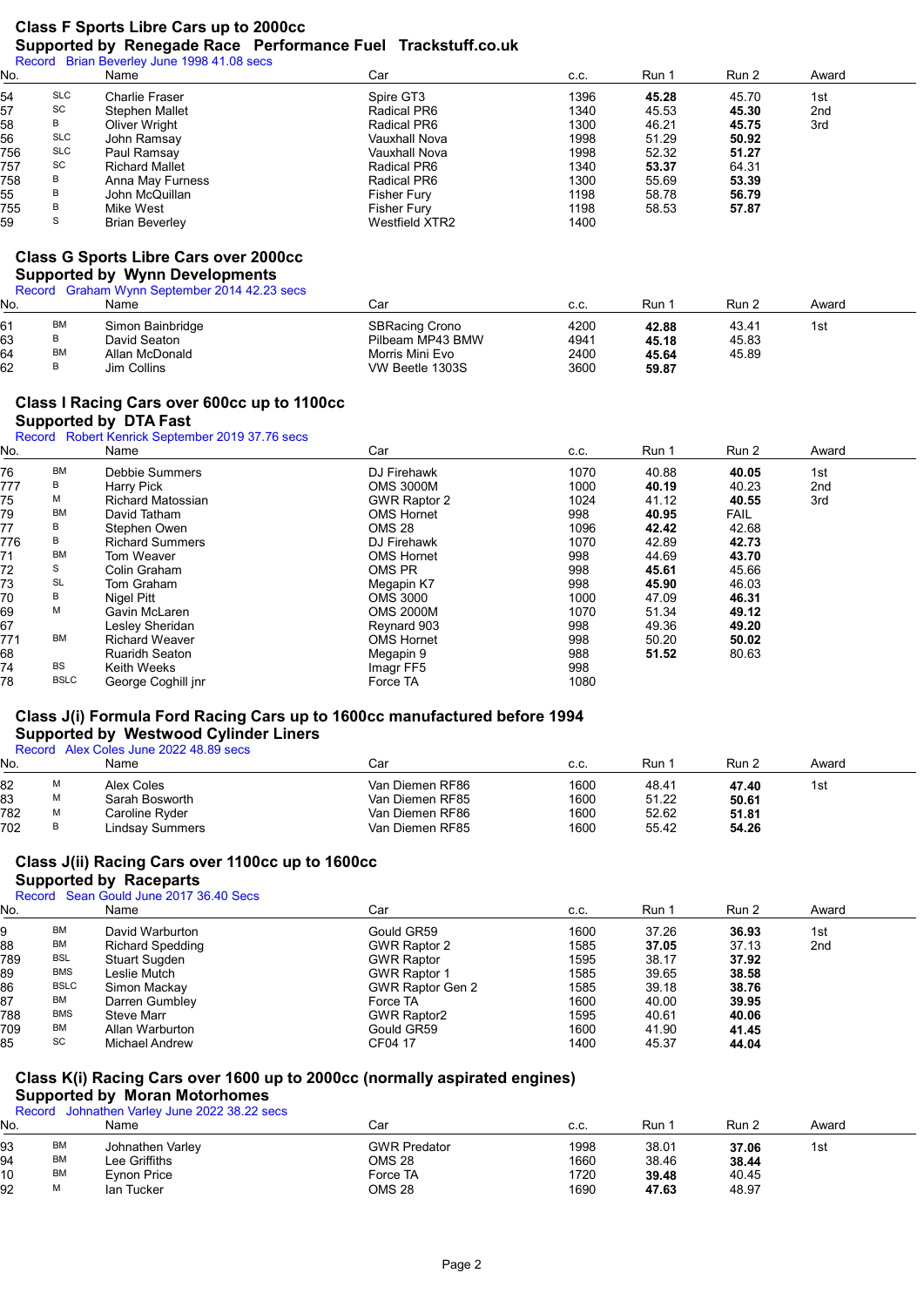## Class F Sports Libre Cars up to 2000cc
### Supported by Renegade Race Performance Fuel Trackstuff.co.uk

Record Brian Beverley June 1998 41.08 secs

| No. | | Name | Car | c.c. | Run 1 | Run 2 | Award |
|---|---|---|---|---|---|---|---|
| 54 | SLC | Charlie Fraser | Spire GT3 | 1396 | **45.28** | 45.70 | 1st |
| 57 | SC | Stephen Mallet | Radical PR6 | 1340 | 45.53 | **45.30** | 2nd |
| 58 | B | Oliver Wright | Radical PR6 | 1300 | 46.21 | **45.75** | 3rd |
| 56 | SLC | John Ramsay | Vauxhall Nova | 1998 | 51.29 | **50.92** | |
| 756 | SLC | Paul Ramsay | Vauxhall Nova | 1998 | 52.32 | **51.27** | |
| 757 | SC | Richard Mallet | Radical PR6 | 1340 | **53.37** | 64.31 | |
| 758 | B | Anna May Furness | Radical PR6 | 1300 | 55.69 | **53.39** | |
| 55 | B | John McQuillan | Fisher Fury | 1198 | 58.78 | **56.79** | |
| 755 | B | Mike West | Fisher Fury | 1198 | 58.53 | **57.87** | |
| 59 | S | Brian Beverley | Westfield XTR2 | 1400 | | | |

## Class G Sports Libre Cars over 2000cc
### Supported by Wynn Developments

Record Graham Wynn September 2014 42.23 secs

| No. | | Name | Car | c.c. | Run 1 | Run 2 | Award |
|---|---|---|---|---|---|---|---|
| 61 | BM | Simon Bainbridge | SBRacing Crono | 4200 | **42.88** | 43.41 | 1st |
| 63 | B | David Seaton | Pilbeam MP43 BMW | 4941 | **45.18** | 45.83 | |
| 64 | BM | Allan McDonald | Morris Mini Evo | 2400 | **45.64** | 45.89 | |
| 62 | B | Jim Collins | VW Beetle 1303S | 3600 | **59.87** | | |

## Class I Racing Cars over 600cc up to 1100cc
### Supported by DTA Fast

Record Robert Kenrick September 2019 37.76 secs

| No. | | Name | Car | c.c. | Run 1 | Run 2 | Award |
|---|---|---|---|---|---|---|---|
| 76 | BM | Debbie Summers | DJ Firehawk | 1070 | 40.88 | **40.05** | 1st |
| 777 | B | Harry Pick | OMS 3000M | 1000 | **40.19** | 40.23 | 2nd |
| 75 | M | Richard Matossian | GWR Raptor 2 | 1024 | 41.12 | **40.55** | 3rd |
| 79 | BM | David Tatham | OMS Hornet | 998 | **40.95** | FAIL | |
| 77 | B | Stephen Owen | OMS 28 | 1096 | **42.42** | 42.68 | |
| 776 | B | Richard Summers | DJ Firehawk | 1070 | 42.89 | **42.73** | |
| 71 | BM | Tom Weaver | OMS Hornet | 998 | 44.69 | **43.70** | |
| 72 | S | Colin Graham | OMS PR | 998 | **45.61** | 45.66 | |
| 73 | SL | Tom Graham | Megapin K7 | 998 | **45.90** | 46.03 | |
| 70 | B | Nigel Pitt | OMS 3000 | 1000 | 47.09 | **46.31** | |
| 69 | M | Gavin McLaren | OMS 2000M | 1070 | 51.34 | **49.12** | |
| 67 | | Lesley Sheridan | Reynard 903 | 998 | 49.36 | **49.20** | |
| 771 | BM | Richard Weaver | OMS Hornet | 998 | 50.20 | **50.02** | |
| 68 | | Ruaridh Seaton | Megapin 9 | 988 | **51.52** | 80.63 | |
| 74 | BS | Keith Weeks | Imagr FF5 | 998 | | | |
| 78 | BSLC | George Coghill jnr | Force TA | 1080 | | | |

## Class J(i) Formula Ford Racing Cars up to 1600cc manufactured before 1994
### Supported by Westwood Cylinder Liners

Record Alex Coles June 2022 48.89 secs

| No. | | Name | Car | c.c. | Run 1 | Run 2 | Award |
|---|---|---|---|---|---|---|---|
| 82 | M | Alex Coles | Van Diemen RF86 | 1600 | 48.41 | **47.40** | 1st |
| 83 | M | Sarah Bosworth | Van Diemen RF85 | 1600 | 51.22 | **50.61** | |
| 782 | M | Caroline Ryder | Van Diemen RF86 | 1600 | 52.62 | **51.81** | |
| 702 | B | Lindsay Summers | Van Diemen RF85 | 1600 | 55.42 | **54.26** | |

## Class J(ii) Racing Cars over 1100cc up to 1600cc
### Supported by Raceparts

Record Sean Gould June 2017 36.40 Secs

| No. | | Name | Car | c.c. | Run 1 | Run 2 | Award |
|---|---|---|---|---|---|---|---|
| 9 | BM | David Warburton | Gould GR59 | 1600 | 37.26 | **36.93** | 1st |
| 88 | BM | Richard Spedding | GWR Raptor 2 | 1585 | **37.05** | 37.13 | 2nd |
| 789 | BSL | Stuart Sugden | GWR Raptor | 1595 | 38.17 | **37.92** | |
| 89 | BMS | Leslie Mutch | GWR Raptor 1 | 1585 | 39.65 | **38.58** | |
| 86 | BSLC | Simon Mackay | GWR Raptor Gen 2 | 1585 | 39.18 | **38.76** | |
| 87 | BM | Darren Gumbley | Force TA | 1600 | 40.00 | **39.95** | |
| 788 | BMS | Steve Marr | GWR Raptor2 | 1595 | 40.61 | **40.06** | |
| 709 | BM | Allan Warburton | Gould GR59 | 1600 | 41.90 | **41.45** | |
| 85 | SC | Michael Andrew | CF04 17 | 1400 | 45.37 | **44.04** | |

## Class K(i) Racing Cars over 1600 up to 2000cc (normally aspirated engines)
### Supported by Moran Motorhomes

Record Johnathen Varley June 2022 38.22 secs

| No. | | Name | Car | c.c. | Run 1 | Run 2 | Award |
|---|---|---|---|---|---|---|---|
| 93 | BM | Johnathen Varley | GWR Predator | 1998 | 38.01 | **37.06** | 1st |
| 94 | BM | Lee Griffiths | OMS 28 | 1660 | 38.46 | **38.44** | |
| 10 | BM | Eynon Price | Force TA | 1720 | **39.48** | 40.45 | |
| 92 | M | Ian Tucker | OMS 28 | 1690 | **47.63** | 48.97 | |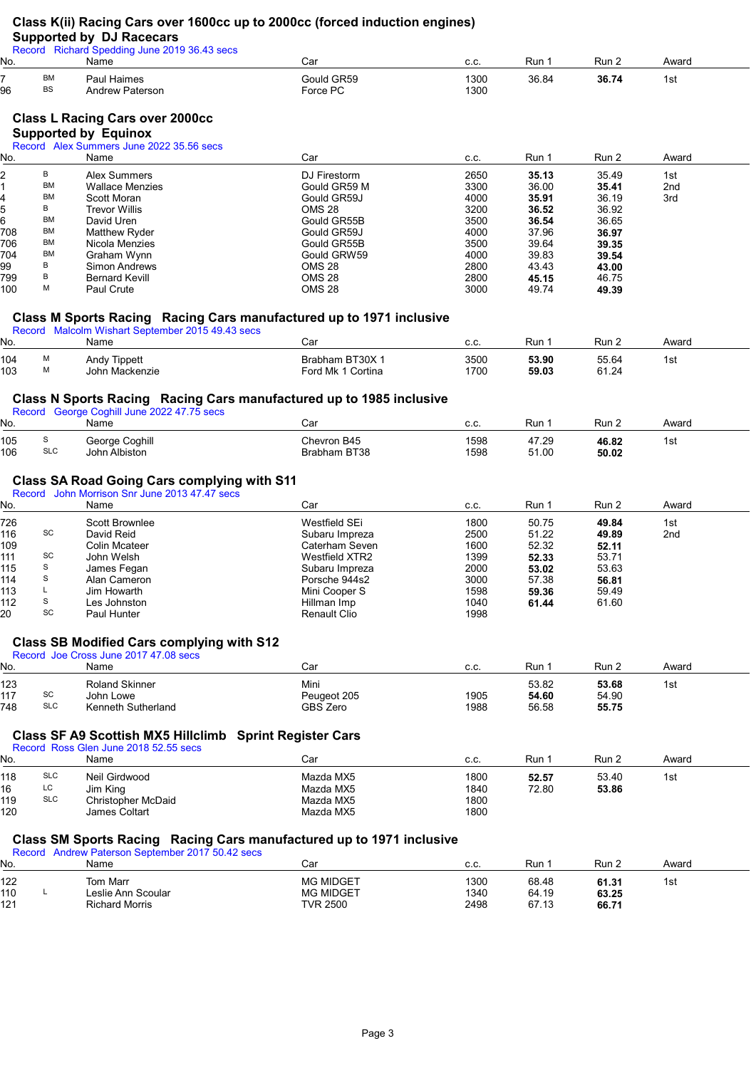## Class K(ii) Racing Cars over 1600cc up to 2000cc (forced induction engines)

**Supported by DJ Racecars**

Record Richard Spedding June 2019 36.43 secs

| No. | | Name | Car | c.c. | Run 1 | Run 2 | Award |
|---|---|---|---|---|---|---|---|
| 7 | BM | Paul Haimes | Gould GR59 | 1300 | 36.84 | **36.74** | 1st |
| 96 | BS | Andrew Paterson | Force PC | 1300 | | | |

## Class L Racing Cars over 2000cc

**Supported by Equinox**

Record Alex Summers June 2022 35.56 secs

| No. | | Name | Car | c.c. | Run 1 | Run 2 | Award |
|---|---|---|---|---|---|---|---|
| 2 | B | Alex Summers | DJ Firestorm | 2650 | **35.13** | 35.49 | 1st |
| 1 | BM | Wallace Menzies | Gould GR59 M | 3300 | 36.00 | **35.41** | 2nd |
| 4 | BM | Scott Moran | Gould GR59J | 4000 | **35.91** | 36.19 | 3rd |
| 5 | B | Trevor Willis | OMS 28 | 3200 | **36.52** | 36.92 | |
| 6 | BM | David Uren | Gould GR55B | 3500 | **36.54** | 36.65 | |
| 708 | BM | Matthew Ryder | Gould GR59J | 4000 | 37.96 | **36.97** | |
| 706 | BM | Nicola Menzies | Gould GR55B | 3500 | 39.64 | **39.35** | |
| 704 | BM | Graham Wynn | Gould GRW59 | 4000 | 39.83 | **39.54** | |
| 99 | B | Simon Andrews | OMS 28 | 2800 | 43.43 | **43.00** | |
| 799 | B | Bernard Kevill | OMS 28 | 2800 | **45.15** | 46.75 | |
| 100 | M | Paul Crute | OMS 28 | 3000 | 49.74 | **49.39** | |

## Class M Sports Racing Racing Cars manufactured up to 1971 inclusive

Record Malcolm Wishart September 2015 49.43 secs

| No. | | Name | Car | c.c. | Run 1 | Run 2 | Award |
|---|---|---|---|---|---|---|---|
| 104 | M | Andy Tippett | Brabham BT30X 1 | 3500 | **53.90** | 55.64 | 1st |
| 103 | M | John Mackenzie | Ford Mk 1 Cortina | 1700 | **59.03** | 61.24 | |

## Class N Sports Racing Racing Cars manufactured up to 1985 inclusive

Record George Coghill June 2022 47.75 secs

| No. | | Name | Car | c.c. | Run 1 | Run 2 | Award |
|---|---|---|---|---|---|---|---|
| 105 | S | George Coghill | Chevron B45 | 1598 | 47.29 | **46.82** | 1st |
| 106 | SLC | John Albiston | Brabham BT38 | 1598 | 51.00 | **50.02** | |

## Class SA Road Going Cars complying with S11

Record John Morrison Snr June 2013 47.47 secs

| No. | | Name | Car | c.c. | Run 1 | Run 2 | Award |
|---|---|---|---|---|---|---|---|
| 726 | | Scott Brownlee | Westfield SEi | 1800 | 50.75 | **49.84** | 1st |
| 116 | SC | David Reid | Subaru Impreza | 2500 | 51.22 | **49.89** | 2nd |
| 109 | | Colin Mcateer | Caterham Seven | 1600 | 52.32 | **52.11** | |
| 111 | SC | John Welsh | Westfield XTR2 | 1399 | **52.33** | 53.71 | |
| 115 | S | James Fegan | Subaru Impreza | 2000 | **53.02** | 53.63 | |
| 114 | S | Alan Cameron | Porsche 944s2 | 3000 | 57.38 | **56.81** | |
| 113 | L | Jim Howarth | Mini Cooper S | 1598 | **59.36** | 59.49 | |
| 112 | S | Les Johnston | Hillman Imp | 1040 | **61.44** | 61.60 | |
| 20 | SC | Paul Hunter | Renault Clio | 1998 | | | |

## Class SB Modified Cars complying with S12

Record Joe Cross June 2017 47.08 secs

| No. | | Name | Car | c.c. | Run 1 | Run 2 | Award |
|---|---|---|---|---|---|---|---|
| 123 | | Roland Skinner | Mini | | 53.82 | **53.68** | 1st |
| 117 | SC | John Lowe | Peugeot 205 | 1905 | **54.60** | 54.90 | |
| 748 | SLC | Kenneth Sutherland | GBS Zero | 1988 | 56.58 | **55.75** | |

## Class SF A9 Scottish MX5 Hillclimb Sprint Register Cars

Record Ross Glen June 2018 52.55 secs

| No. | | Name | Car | c.c. | Run 1 | Run 2 | Award |
|---|---|---|---|---|---|---|---|
| 118 | SLC | Neil Girdwood | Mazda MX5 | 1800 | **52.57** | 53.40 | 1st |
| 16 | LC | Jim King | Mazda MX5 | 1840 | 72.80 | **53.86** | |
| 119 | SLC | Christopher McDaid | Mazda MX5 | 1800 | | | |
| 120 | | James Coltart | Mazda MX5 | 1800 | | | |

## Class SM Sports Racing Racing Cars manufactured up to 1971 inclusive

Record Andrew Paterson September 2017 50.42 secs

| No. | | Name | Car | c.c. | Run 1 | Run 2 | Award |
|---|---|---|---|---|---|---|---|
| 122 | | Tom Marr | MG MIDGET | 1300 | 68.48 | **61.31** | 1st |
| 110 | L | Leslie Ann Scoular | MG MIDGET | 1340 | 64.19 | **63.25** | |
| 121 | | Richard Morris | TVR 2500 | 2498 | 67.13 | **66.71** | |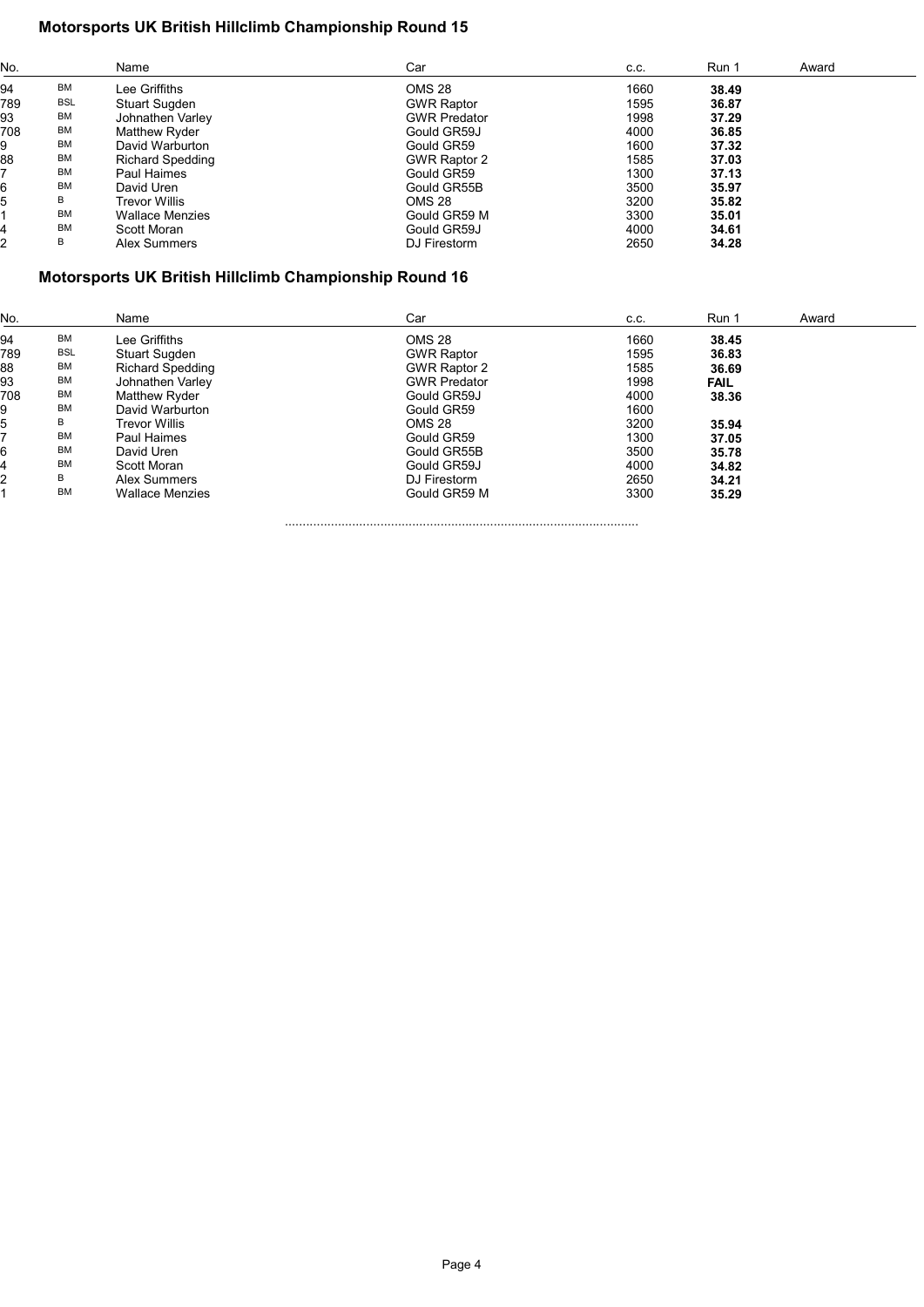## Motorsports UK British Hillclimb Championship Round 15

| No. | | Name | Car | c.c. | Run 1 | Award |
|---|---|---|---|---|---|---|
| 94 | BM | Lee Griffiths | OMS 28 | 1660 | **38.49** | |
| 789 | BSL | Stuart Sugden | GWR Raptor | 1595 | **36.87** | |
| 93 | BM | Johnathen Varley | GWR Predator | 1998 | **37.29** | |
| 708 | BM | Matthew Ryder | Gould GR59J | 4000 | **36.85** | |
| 9 | BM | David Warburton | Gould GR59 | 1600 | **37.32** | |
| 88 | BM | Richard Spedding | GWR Raptor 2 | 1585 | **37.03** | |
| 7 | BM | Paul Haimes | Gould GR59 | 1300 | **37.13** | |
| 6 | BM | David Uren | Gould GR55B | 3500 | **35.97** | |
| 5 | B | Trevor Willis | OMS 28 | 3200 | **35.82** | |
| 1 | BM | Wallace Menzies | Gould GR59 M | 3300 | **35.01** | |
| 4 | BM | Scott Moran | Gould GR59J | 4000 | **34.61** | |
| 2 | B | Alex Summers | DJ Firestorm | 2650 | **34.28** | |

## Motorsports UK British Hillclimb Championship Round 16

| No. | | Name | Car | c.c. | Run 1 | Award |
|---|---|---|---|---|---|---|
| 94 | BM | Lee Griffiths | OMS 28 | 1660 | **38.45** | |
| 789 | BSL | Stuart Sugden | GWR Raptor | 1595 | **36.83** | |
| 88 | BM | Richard Spedding | GWR Raptor 2 | 1585 | **36.69** | |
| 93 | BM | Johnathen Varley | GWR Predator | 1998 | **FAIL** | |
| 708 | BM | Matthew Ryder | Gould GR59J | 4000 | **38.36** | |
| 9 | BM | David Warburton | Gould GR59 | 1600 | | |
| 5 | B | Trevor Willis | OMS 28 | 3200 | **35.94** | |
| 7 | BM | Paul Haimes | Gould GR59 | 1300 | **37.05** | |
| 6 | BM | David Uren | Gould GR55B | 3500 | **35.78** | |
| 4 | BM | Scott Moran | Gould GR59J | 4000 | **34.82** | |
| 2 | B | Alex Summers | DJ Firestorm | 2650 | **34.21** | |
| 1 | BM | Wallace Menzies | Gould GR59 M | 3300 | **35.29** | |

..................................................................................................